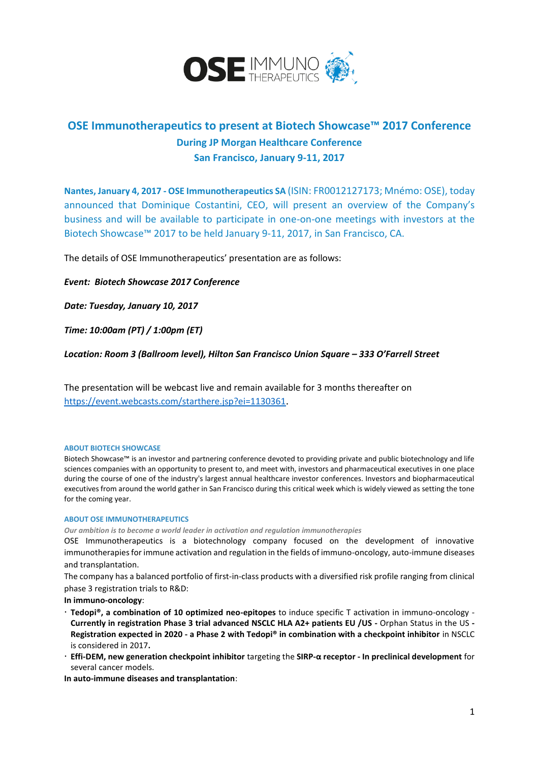OSE IMMUNO THERAPEUTICS

# OSE Immunotherapeutics to present at Biotech Showcase™ 2017 Conference

## During JP Morgan Healthcare Conference
## San Francisco, January 9-11, 2017

**Nantes, January 4, 2017 - OSE Immunotherapeutics SA** (ISIN: FR0012127173; Mnémo: OSE), today announced that Dominique Costantini, CEO, will present an overview of the Company's business and will be available to participate in one-on-one meetings with investors at the Biotech Showcase™ 2017 to be held January 9-11, 2017, in San Francisco, CA.

The details of OSE Immunotherapeutics' presentation are as follows:

***Event: Biotech Showcase 2017 Conference***

***Date: Tuesday, January 10, 2017***

***Time: 10:00am (PT) / 1:00pm (ET)***

***Location: Room 3 (Ballroom level), Hilton San Francisco Union Square – 333 O'Farrell Street***

The presentation will be webcast live and remain available for 3 months thereafter on https://event.webcasts.com/starthere.jsp?ei=1130361.

#### ABOUT BIOTECH SHOWCASE

Biotech Showcase™ is an investor and partnering conference devoted to providing private and public biotechnology and life sciences companies with an opportunity to present to, and meet with, investors and pharmaceutical executives in one place during the course of one of the industry's largest annual healthcare investor conferences. Investors and biopharmaceutical executives from around the world gather in San Francisco during this critical week which is widely viewed as setting the tone for the coming year.

#### ABOUT OSE IMMUNOTHERAPEUTICS

***Our ambition is to become a world leader in activation and regulation immunotherapies***

OSE Immunotherapeutics is a biotechnology company focused on the development of innovative immunotherapies for immune activation and regulation in the fields of immuno-oncology, auto-immune diseases and transplantation.

The company has a balanced portfolio of first-in-class products with a diversified risk profile ranging from clinical phase 3 registration trials to R&D:

**In immuno-oncology**:

- **Tedopi®, a combination of 10 optimized neo-epitopes** to induce specific T activation in immuno-oncology - **Currently in registration Phase 3 trial advanced NSCLC HLA A2+ patients EU /US -** Orphan Status in the US **- Registration expected in 2020 - a Phase 2 with Tedopi® in combination with a checkpoint inhibitor** in NSCLC is considered in 2017**.**
- **Effi-DEM, new generation checkpoint inhibitor** targeting the **SIRP-α receptor - In preclinical development** for several cancer models.

**In auto-immune diseases and transplantation**: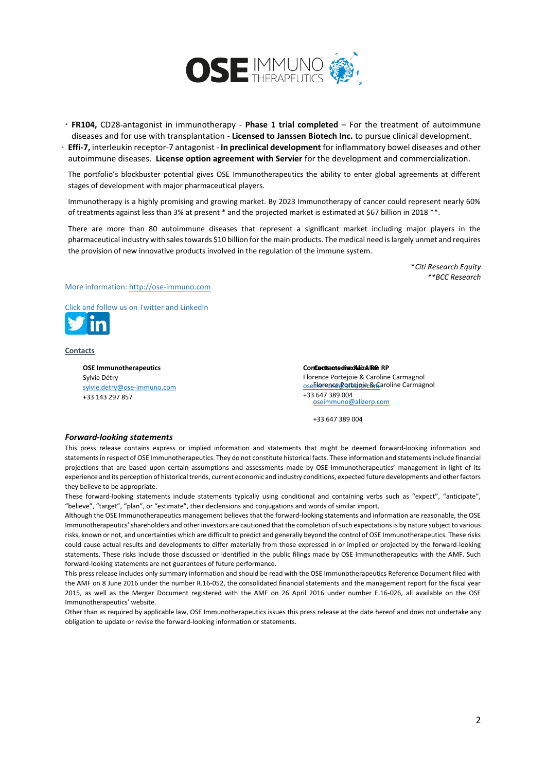- **FR104,** CD28-antagonist in immunotherapy - **Phase 1 trial completed** – For the treatment of autoimmune diseases and for use with transplantation - **Licensed to Janssen Biotech Inc.** to pursue clinical development.
- **Effi-7,** interleukin receptor-7 antagonist - **In preclinical development** for inflammatory bowel diseases and other autoimmune diseases. **License option agreement with Servier** for the development and commercialization.

The portfolio's blockbuster potential gives OSE Immunotherapeutics the ability to enter global agreements at different stages of development with major pharmaceutical players.

Immunotherapy is a highly promising and growing market. By 2023 Immunotherapy of cancer could represent nearly 60% of treatments against less than 3% at present * and the projected market is estimated at $67 billion in 2018 **.

There are more than 80 autoimmune diseases that represent a significant market including major players in the pharmaceutical industry with sales towards $10 billion for the main products. The medical need is largely unmet and requires the provision of new innovative products involved in the regulation of the immune system.

*\*Citi Research Equity*
*\*\*BCC Research*

More information: http://ose-immuno.com

Click and follow us on Twitter and LinkedIn

**Contacts**

**OSE Immunotherapeutics**
Sylvie Détry
sylvie.detry@ose-immuno.com
+33 143 297 857

**Contacts media: ALIZE RP**
Florence Portejoie & Caroline Carmagnol
oseimmuno@alizerp.com
+33 647 389 004

### *Forward-looking statements*

This press release contains express or implied information and statements that might be deemed forward-looking information and statements in respect of OSE Immunotherapeutics. They do not constitute historical facts. These information and statements include financial projections that are based upon certain assumptions and assessments made by OSE Immunotherapeutics' management in light of its experience and its perception of historical trends, current economic and industry conditions, expected future developments and other factors they believe to be appropriate.

These forward-looking statements include statements typically using conditional and containing verbs such as "expect", "anticipate", "believe", "target", "plan", or "estimate", their declensions and conjugations and words of similar import.

Although the OSE Immunotherapeutics management believes that the forward-looking statements and information are reasonable, the OSE Immunotherapeutics' shareholders and other investors are cautioned that the completion of such expectations is by nature subject to various risks, known or not, and uncertainties which are difficult to predict and generally beyond the control of OSE Immunotherapeutics. These risks could cause actual results and developments to differ materially from those expressed in or implied or projected by the forward-looking statements. These risks include those discussed or identified in the public filings made by OSE Immunotherapeutics with the AMF. Such forward-looking statements are not guarantees of future performance.

This press release includes only summary information and should be read with the OSE Immunotherapeutics Reference Document filed with the AMF on 8 June 2016 under the number R.16-052, the consolidated financial statements and the management report for the fiscal year 2015, as well as the Merger Document registered with the AMF on 26 April 2016 under number E.16-026, all available on the OSE Immunotherapeutics' website.

Other than as required by applicable law, OSE Immunotherapeutics issues this press release at the date hereof and does not undertake any obligation to update or revise the forward-looking information or statements.